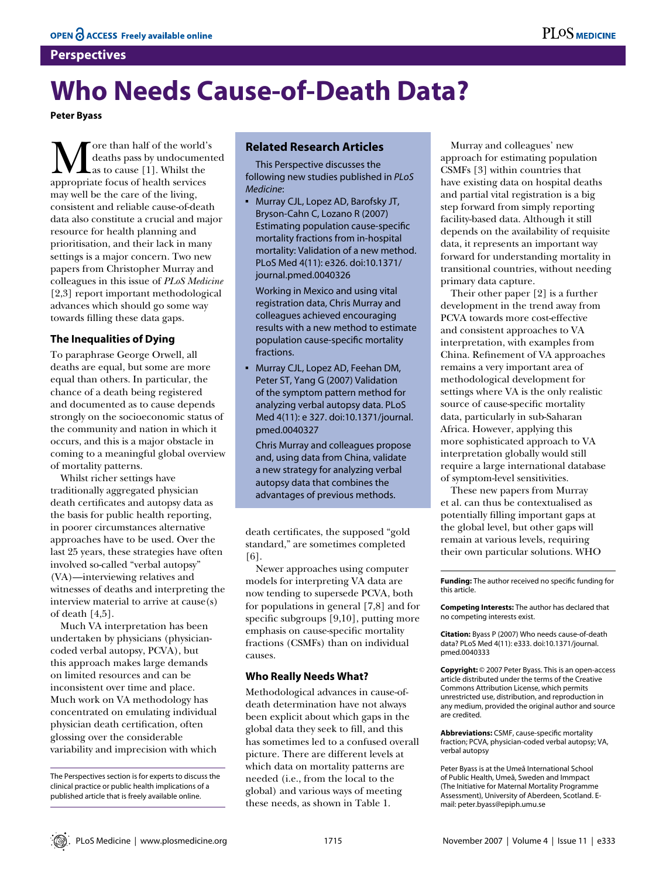**Perspectives**

# Who Needs Cause-of-Death Data?

**Peter Byass**

More than half of the world's deaths pass by undocumented as to cause [1]. Whilst the appropriate focus of health services may well be the care of the living, consistent and reliable cause-of-death data also constitute a crucial and major resource for health planning and prioritisation, and their lack in many settings is a major concern. Two new papers from Christopher Murray and colleagues in this issue of *PLoS Medicine* [2,3] report important methodological advances which should go some way towards filling these data gaps.

## The Inequalities of Dying

To paraphrase George Orwell, all deaths are equal, but some are more equal than others. In particular, the chance of a death being registered and documented as to cause depends strongly on the socioeconomic status of the community and nation in which it occurs, and this is a major obstacle in coming to a meaningful global overview of mortality patterns.

Whilst richer settings have traditionally aggregated physician death certificates and autopsy data as the basis for public health reporting, in poorer circumstances alternative approaches have to be used. Over the last 25 years, these strategies have often involved so-called "verbal autopsy" (VA)—interviewing relatives and witnesses of deaths and interpreting the interview material to arrive at cause(s) of death [4,5].

Much VA interpretation has been undertaken by physicians (physician-coded verbal autopsy, PCVA), but this approach makes large demands on limited resources and can be inconsistent over time and place. Much work on VA methodology has concentrated on emulating individual physician death certification, often glossing over the considerable variability and imprecision with which death certificates, the supposed "gold standard," are sometimes completed [6].

Newer approaches using computer models for interpreting VA data are now tending to supersede PCVA, both for populations in general [7,8] and for specific subgroups [9,10], putting more emphasis on cause-specific mortality fractions (CSMFs) than on individual causes.

> **Related Research Articles**
>
> This Perspective discusses the following new studies published in *PLoS Medicine*:
>
> - Murray CJL, Lopez AD, Barofsky JT, Bryson-Cahn C, Lozano R (2007) Estimating population cause-specific mortality fractions from in-hospital mortality: Validation of a new method. PLoS Med 4(11): e326. doi:10.1371/journal.pmed.0040326
>
>   Working in Mexico and using vital registration data, Chris Murray and colleagues achieved encouraging results with a new method to estimate population cause-specific mortality fractions.
>
> - Murray CJL, Lopez AD, Feehan DM, Peter ST, Yang G (2007) Validation of the symptom pattern method for analyzing verbal autopsy data. PLoS Med 4(11): e 327. doi:10.1371/journal.pmed.0040327
>
>   Chris Murray and colleagues propose and, using data from China, validate a new strategy for analyzing verbal autopsy data that combines the advantages of previous methods.

## Who Really Needs What?

Methodological advances in cause-of-death determination have not always been explicit about which gaps in the global data they seek to fill, and this has sometimes led to a confused overall picture. There are different levels at which data on mortality patterns are needed (i.e., from the local to the global) and various ways of meeting these needs, as shown in Table 1.

Murray and colleagues' new approach for estimating population CSMFs [3] within countries that have existing data on hospital deaths and partial vital registration is a big step forward from simply reporting facility-based data. Although it still depends on the availability of requisite data, it represents an important way forward for understanding mortality in transitional countries, without needing primary data capture.

Their other paper [2] is a further development in the trend away from PCVA towards more cost-effective and consistent approaches to VA interpretation, with examples from China. Refinement of VA approaches remains a very important area of methodological development for settings where VA is the only realistic source of cause-specific mortality data, particularly in sub-Saharan Africa. However, applying this more sophisticated approach to VA interpretation globally would still require a large international database of symptom-level sensitivities.

These new papers from Murray et al. can thus be contextualised as potentially filling important gaps at the global level, but other gaps will remain at various levels, requiring their own particular solutions. WHO

---

The Perspectives section is for experts to discuss the clinical practice or public health implications of a published article that is freely available online.

**Funding:** The author received no specific funding for this article.

**Competing Interests:** The author has declared that no competing interests exist.

**Citation:** Byass P (2007) Who needs cause-of-death data? PLoS Med 4(11): e333. doi:10.1371/journal.pmed.0040333

**Copyright:** © 2007 Peter Byass. This is an open-access article distributed under the terms of the Creative Commons Attribution License, which permits unrestricted use, distribution, and reproduction in any medium, provided the original author and source are credited.

**Abbreviations:** CSMF, cause-specific mortality fraction; PCVA, physician-coded verbal autopsy; VA, verbal autopsy

Peter Byass is at the Umeå International School of Public Health, Umeå, Sweden and Immpact (The Initiative for Maternal Mortality Programme Assessment), University of Aberdeen, Scotland. E-mail: peter.byass@epiph.umu.se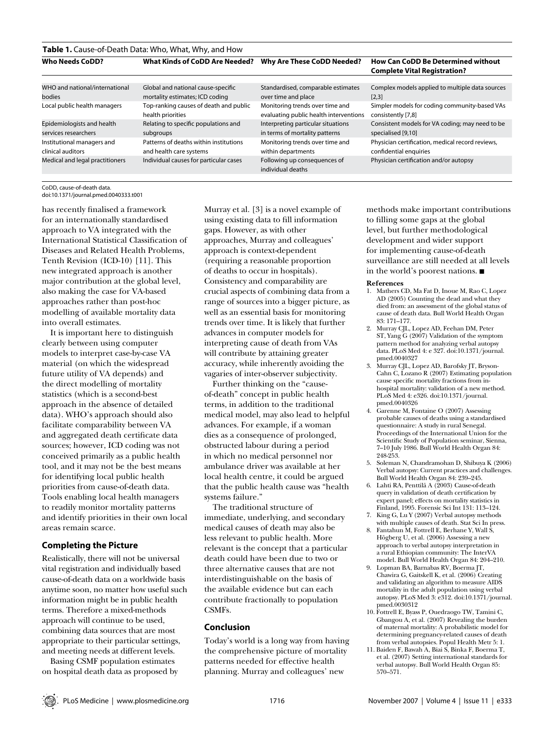**Table 1.** Cause-of-Death Data: Who, What, Why, and How

| Who Needs CoDD? | What Kinds of CoDD Are Needed? | Why Are These CoDD Needed? | How Can CoDD Be Determined without Complete Vital Registration? |
|---|---|---|---|
| WHO and national/international bodies | Global and national cause-specific mortality estimates; ICD coding | Standardised, comparable estimates over time and place | Complex models applied to multiple data sources [2,3] |
| Local public health managers | Top-ranking causes of death and public health priorities | Monitoring trends over time and evaluating public health interventions | Simpler models for coding community-based VAs consistently [7,8] |
| Epidemiologists and health services researchers | Relating to specific populations and subgroups | Interpreting particular situations in terms of mortality patterns | Consistent models for VA coding; may need to be specialised [9,10] |
| Institutional managers and clinical auditors | Patterns of deaths within institutions and health care systems | Monitoring trends over time and within departments | Physician certification, medical record reviews, confidential enquiries |
| Medical and legal practitioners | Individual causes for particular cases | Following up consequences of individual deaths | Physician certification and/or autopsy |

CoDD, cause-of-death data.
doi:10.1371/journal.pmed.0040333.t001

has recently finalised a framework for an internationally standardised approach to VA integrated with the International Statistical Classification of Diseases and Related Health Problems, Tenth Revision (ICD-10) [11]. This new integrated approach is another major contribution at the global level, also making the case for VA-based approaches rather than post-hoc modelling of available mortality data into overall estimates.

It is important here to distinguish clearly between using computer models to interpret case-by-case VA material (on which the widespread future utility of VA depends) and the direct modelling of mortality statistics (which is a second-best approach in the absence of detailed data). WHO's approach should also facilitate comparability between VA and aggregated death certificate data sources; however, ICD coding was not conceived primarily as a public health tool, and it may not be the best means for identifying local public health priorities from cause-of-death data. Tools enabling local health managers to readily monitor mortality patterns and identify priorities in their own local areas remain scarce.

## Completing the Picture

Realistically, there will not be universal vital registration and individually based cause-of-death data on a worldwide basis anytime soon, no matter how useful such information might be in public health terms. Therefore a mixed-methods approach will continue to be used, combining data sources that are most appropriate to their particular settings, and meeting needs at different levels.

Basing CSMF population estimates on hospital death data as proposed by Murray et al. [3] is a novel example of using existing data to fill information gaps. However, as with other approaches, Murray and colleagues' approach is context-dependent (requiring a reasonable proportion of deaths to occur in hospitals). Consistency and comparability are crucial aspects of combining data from a range of sources into a bigger picture, as well as an essential basis for monitoring trends over time. It is likely that further advances in computer models for interpreting cause of death from VAs will contribute by attaining greater accuracy, while inherently avoiding the vagaries of inter-observer subjectivity.

Further thinking on the "cause-of-death" concept in public health terms, in addition to the traditional medical model, may also lead to helpful advances. For example, if a woman dies as a consequence of prolonged, obstructed labour during a period in which no medical personnel nor ambulance driver was available at her local health centre, it could be argued that the public health cause was "health systems failure."

The traditional structure of immediate, underlying, and secondary medical causes of death may also be less relevant to public health. More relevant is the concept that a particular death could have been due to two or three alternative causes that are not interdistinguishable on the basis of the available evidence but can each contribute fractionally to population CSMFs.

## Conclusion

Today's world is a long way from having the comprehensive picture of mortality patterns needed for effective health planning. Murray and colleagues' new methods make important contributions to filling some gaps at the global level, but further methodological development and wider support for implementing cause-of-death surveillance are still needed at all levels in the world's poorest nations. ■

### References

1. Mathers CD, Ma Fat D, Inoue M, Rao C, Lopez AD (2005) Counting the dead and what they died from: an assessment of the global status of cause of death data. Bull World Health Organ 83: 171–177.
2. Murray CJL, Lopez AD, Feehan DM, Peter ST, Yang G (2007) Validation of the symptom pattern method for analyzing verbal autopsy data. PLoS Med 4: e 327. doi:10.1371/journal.pmed.0040327
3. Murray CJL, Lopez AD, Barofsky JT, Bryson-Cahn C, Lozano R (2007) Estimating population cause specific mortality fractions from in-hospital mortality: validation of a new method. PLoS Med 4: e326. doi:10.1371/journal.pmed.0040326
4. Garenne M, Fontaine O (2007) Assessing probable causes of deaths using a standardised questionnaire: A study in rural Senegal. Proceedings of the International Union for the Scientific Study of Population seminar, Sienna, 7–10 July 1986. Bull World Health Organ 84: 248-253.
5. Soleman N, Chandramohan D, Shibuya K (2006) Verbal autopsy: Current practices and challenges. Bull World Health Organ 84: 239–245.
6. Lahti RA, Penttilä A (2003) Cause-of-death query in validation of death certification by expert panel; effects on mortality statistics in Finland, 1995. Forensic Sci Int 131: 113–124.
7. King G, Lu Y (2007) Verbal autopsy methods with multiple causes of death. Stat Sci In press.
8. Fantahun M, Fottrell E, Berhane Y, Wall S, Högberg U, et al. (2006) Assessing a new approach to verbal autopsy interpretation in a rural Ethiopian community: The InterVA model. Bull World Health Organ 84: 204–210.
9. Lopman BA, Barnabas RV, Boerma JT, Chawira G, Gaitskell K, et al. (2006) Creating and validating an algorithm to measure AIDS mortality in the adult population using verbal autopsy. PLoS Med 3: e312. doi:10.1371/journal.pmed.0030312
10. Fottrell E, Byass P, Ouedraogo TW, Tamini C, Gbangou A, et al. (2007) Revealing the burden of maternal mortality: A probabilistic model for determining pregnancy-related causes of death from verbal autopsies. Popul Health Metr 5: 1.
11. Baiden F, Bawah A, Biai S, Binka F, Boerma T, et al. (2007) Setting international standards for verbal autopsy. Bull World Health Organ 85: 570–571.